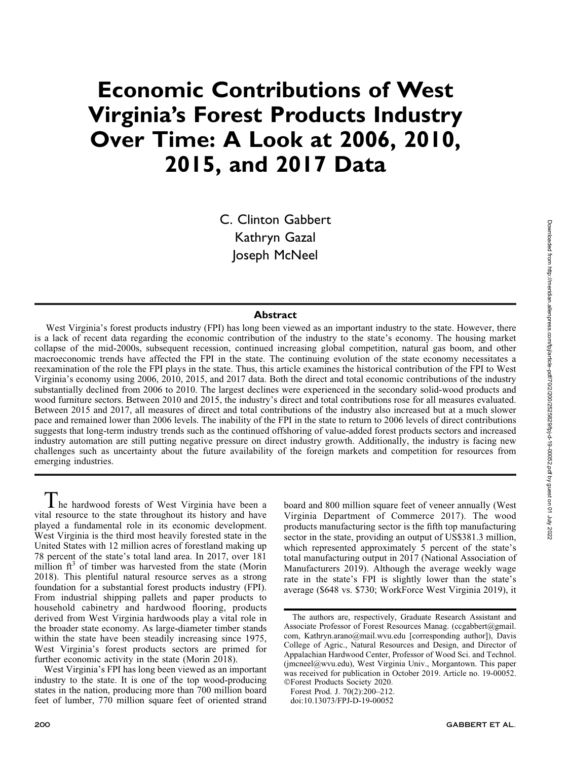# Economic Contributions of West Virginia's Forest Products Industry Over Time: A Look at 2006, 2010, 2015, and 2017 Data

C. Clinton Gabbert
Kathryn Gazal
Joseph McNeel

## Abstract

West Virginia's forest products industry (FPI) has long been viewed as an important industry to the state. However, there is a lack of recent data regarding the economic contribution of the industry to the state's economy. The housing market collapse of the mid-2000s, subsequent recession, continued increasing global competition, natural gas boom, and other macroeconomic trends have affected the FPI in the state. The continuing evolution of the state economy necessitates a reexamination of the role the FPI plays in the state. Thus, this article examines the historical contribution of the FPI to West Virginia's economy using 2006, 2010, 2015, and 2017 data. Both the direct and total economic contributions of the industry substantially declined from 2006 to 2010. The largest declines were experienced in the secondary solid-wood products and wood furniture sectors. Between 2010 and 2015, the industry's direct and total contributions rose for all measures evaluated. Between 2015 and 2017, all measures of direct and total contributions of the industry also increased but at a much slower pace and remained lower than 2006 levels. The inability of the FPI in the state to return to 2006 levels of direct contributions suggests that long-term industry trends such as the continued offshoring of value-added forest products sectors and increased industry automation are still putting negative pressure on direct industry growth. Additionally, the industry is facing new challenges such as uncertainty about the future availability of the foreign markets and competition for resources from emerging industries.

The hardwood forests of West Virginia have been a vital resource to the state throughout its history and have played a fundamental role in its economic development. West Virginia is the third most heavily forested state in the United States with 12 million acres of forestland making up 78 percent of the state's total land area. In 2017, over 181 million $ft^3$ of timber was harvested from the state (Morin 2018). This plentiful natural resource serves as a strong foundation for a substantial forest products industry (FPI). From industrial shipping pallets and paper products to household cabinetry and hardwood flooring, products derived from West Virginia hardwoods play a vital role in the broader state economy. As large-diameter timber stands within the state have been steadily increasing since 1975, West Virginia's forest products sectors are primed for further economic activity in the state (Morin 2018).

West Virginia's FPI has long been viewed as an important industry to the state. It is one of the top wood-producing states in the nation, producing more than 700 million board feet of lumber, 770 million square feet of oriented strand board and 800 million square feet of veneer annually (West Virginia Department of Commerce 2017). The wood products manufacturing sector is the fifth top manufacturing sector in the state, providing an output of US$381.3 million, which represented approximately 5 percent of the state's total manufacturing output in 2017 (National Association of Manufacturers 2019). Although the average weekly wage rate in the state's FPI is slightly lower than the state's average ($648 vs. $730; WorkForce West Virginia 2019), it

The authors are, respectively, Graduate Research Assistant and Associate Professor of Forest Resources Manag. (ccgabbert@gmail.com, Kathryn.arano@mail.wvu.edu [corresponding author]), Davis College of Agric., Natural Resources and Design, and Director of Appalachian Hardwood Center, Professor of Wood Sci. and Technol. (jmcneel@wvu.edu), West Virginia Univ., Morgantown. This paper was received for publication in October 2019. Article no. 19-00052. ©Forest Products Society 2020.

Forest Prod. J. 70(2):200–212.
doi:10.13073/FPJ-D-19-00052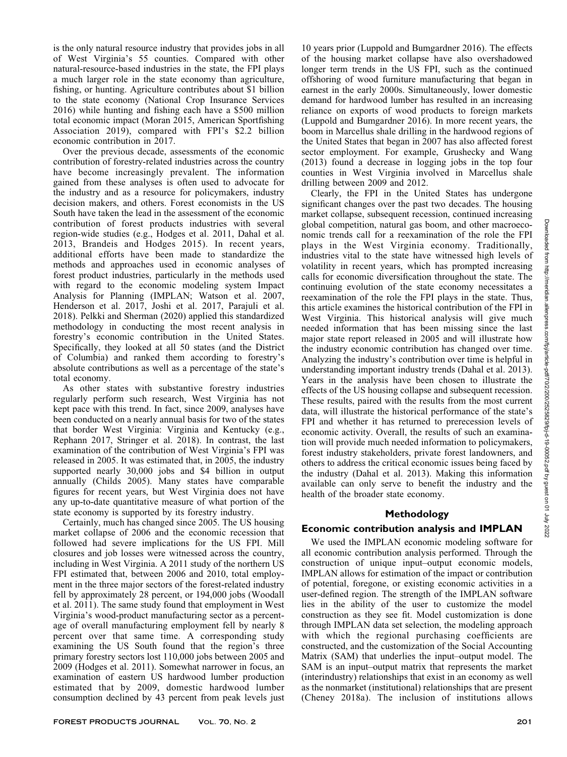is the only natural resource industry that provides jobs in all of West Virginia's 55 counties. Compared with other natural-resource-based industries in the state, the FPI plays a much larger role in the state economy than agriculture, fishing, or hunting. Agriculture contributes about $1 billion to the state economy (National Crop Insurance Services 2016) while hunting and fishing each have a $500 million total economic impact (Moran 2015, American Sportfishing Association 2019), compared with FPI's $2.2 billion economic contribution in 2017.

Over the previous decade, assessments of the economic contribution of forestry-related industries across the country have become increasingly prevalent. The information gained from these analyses is often used to advocate for the industry and as a resource for policymakers, industry decision makers, and others. Forest economists in the US South have taken the lead in the assessment of the economic contribution of forest products industries with several region-wide studies (e.g., Hodges et al. 2011, Dahal et al. 2013, Brandeis and Hodges 2015). In recent years, additional efforts have been made to standardize the methods and approaches used in economic analyses of forest product industries, particularly in the methods used with regard to the economic modeling system Impact Analysis for Planning (IMPLAN; Watson et al. 2007, Henderson et al. 2017, Joshi et al. 2017, Parajuli et al. 2018). Pelkki and Sherman (2020) applied this standardized methodology in conducting the most recent analysis in forestry's economic contribution in the United States. Specifically, they looked at all 50 states (and the District of Columbia) and ranked them according to forestry's absolute contributions as well as a percentage of the state's total economy.

As other states with substantive forestry industries regularly perform such research, West Virginia has not kept pace with this trend. In fact, since 2009, analyses have been conducted on a nearly annual basis for two of the states that border West Virginia: Virginia and Kentucky (e.g., Rephann 2017, Stringer et al. 2018). In contrast, the last examination of the contribution of West Virginia's FPI was released in 2005. It was estimated that, in 2005, the industry supported nearly 30,000 jobs and $4 billion in output annually (Childs 2005). Many states have comparable figures for recent years, but West Virginia does not have any up-to-date quantitative measure of what portion of the state economy is supported by its forestry industry.

Certainly, much has changed since 2005. The US housing market collapse of 2006 and the economic recession that followed had severe implications for the US FPI. Mill closures and job losses were witnessed across the country, including in West Virginia. A 2011 study of the northern US FPI estimated that, between 2006 and 2010, total employment in the three major sectors of the forest-related industry fell by approximately 28 percent, or 194,000 jobs (Woodall et al. 2011). The same study found that employment in West Virginia's wood-product manufacturing sector as a percentage of overall manufacturing employment fell by nearly 8 percent over that same time. A corresponding study examining the US South found that the region's three primary forestry sectors lost 110,000 jobs between 2005 and 2009 (Hodges et al. 2011). Somewhat narrower in focus, an examination of eastern US hardwood lumber production estimated that by 2009, domestic hardwood lumber consumption declined by 43 percent from peak levels just 10 years prior (Luppold and Bumgardner 2016). The effects of the housing market collapse have also overshadowed longer term trends in the US FPI, such as the continued offshoring of wood furniture manufacturing that began in earnest in the early 2000s. Simultaneously, lower domestic demand for hardwood lumber has resulted in an increasing reliance on exports of wood products to foreign markets (Luppold and Bumgardner 2016). In more recent years, the boom in Marcellus shale drilling in the hardwood regions of the United States that began in 2007 has also affected forest sector employment. For example, Grushecky and Wang (2013) found a decrease in logging jobs in the top four counties in West Virginia involved in Marcellus shale drilling between 2009 and 2012.

Clearly, the FPI in the United States has undergone significant changes over the past two decades. The housing market collapse, subsequent recession, continued increasing global competition, natural gas boom, and other macroeconomic trends call for a reexamination of the role the FPI plays in the West Virginia economy. Traditionally, industries vital to the state have witnessed high levels of volatility in recent years, which has prompted increasing calls for economic diversification throughout the state. The continuing evolution of the state economy necessitates a reexamination of the role the FPI plays in the state. Thus, this article examines the historical contribution of the FPI in West Virginia. This historical analysis will give much needed information that has been missing since the last major state report released in 2005 and will illustrate how the industry economic contribution has changed over time. Analyzing the industry's contribution over time is helpful in understanding important industry trends (Dahal et al. 2013). Years in the analysis have been chosen to illustrate the effects of the US housing collapse and subsequent recession. These results, paired with the results from the most current data, will illustrate the historical performance of the state's FPI and whether it has returned to prerecession levels of economic activity. Overall, the results of such an examination will provide much needed information to policymakers, forest industry stakeholders, private forest landowners, and others to address the critical economic issues being faced by the industry (Dahal et al. 2013). Making this information available can only serve to benefit the industry and the health of the broader state economy.

## Methodology

### Economic contribution analysis and IMPLAN

We used the IMPLAN economic modeling software for all economic contribution analysis performed. Through the construction of unique input–output economic models, IMPLAN allows for estimation of the impact or contribution of potential, foregone, or existing economic activities in a user-defined region. The strength of the IMPLAN software lies in the ability of the user to customize the model construction as they see fit. Model customization is done through IMPLAN data set selection, the modeling approach with which the regional purchasing coefficients are constructed, and the customization of the Social Accounting Matrix (SAM) that underlies the input–output model. The SAM is an input–output matrix that represents the market (interindustry) relationships that exist in an economy as well as the nonmarket (institutional) relationships that are present (Cheney 2018a). The inclusion of institutions allows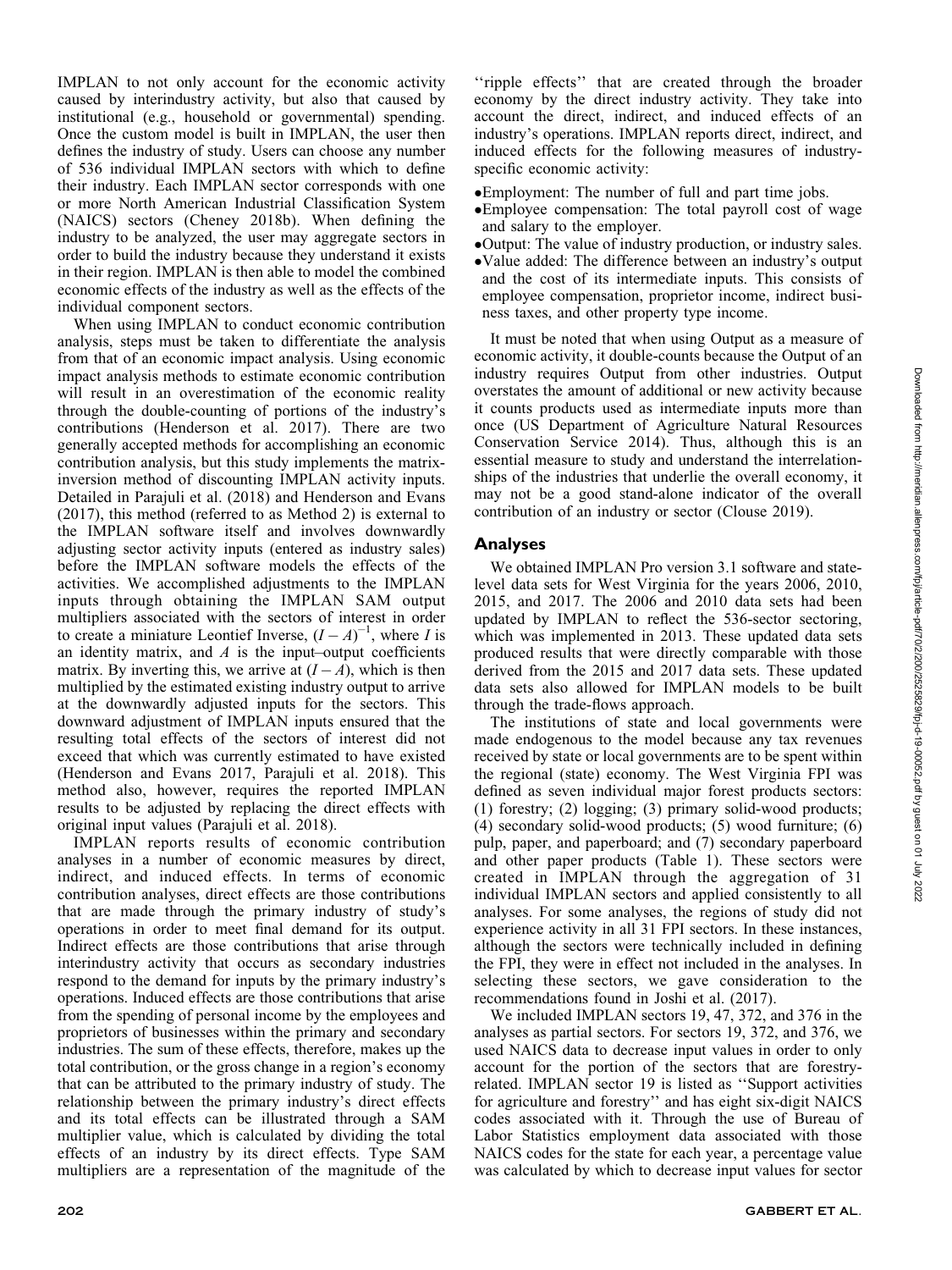IMPLAN to not only account for the economic activity caused by interindustry activity, but also that caused by institutional (e.g., household or governmental) spending. Once the custom model is built in IMPLAN, the user then defines the industry of study. Users can choose any number of 536 individual IMPLAN sectors with which to define their industry. Each IMPLAN sector corresponds with one or more North American Industrial Classification System (NAICS) sectors (Cheney 2018b). When defining the industry to be analyzed, the user may aggregate sectors in order to build the industry because they understand it exists in their region. IMPLAN is then able to model the combined economic effects of the industry as well as the effects of the individual component sectors.

When using IMPLAN to conduct economic contribution analysis, steps must be taken to differentiate the analysis from that of an economic impact analysis. Using economic impact analysis methods to estimate economic contribution will result in an overestimation of the economic reality through the double-counting of portions of the industry's contributions (Henderson et al. 2017). There are two generally accepted methods for accomplishing an economic contribution analysis, but this study implements the matrix-inversion method of discounting IMPLAN activity inputs. Detailed in Parajuli et al. (2018) and Henderson and Evans (2017), this method (referred to as Method 2) is external to the IMPLAN software itself and involves downwardly adjusting sector activity inputs (entered as industry sales) before the IMPLAN software models the effects of the activities. We accomplished adjustments to the IMPLAN inputs through obtaining the IMPLAN SAM output multipliers associated with the sectors of interest in order to create a miniature Leontief Inverse, $(I - A)^{-1}$, where $I$ is an identity matrix, and $A$ is the input–output coefficients matrix. By inverting this, we arrive at $(I - A)$, which is then multiplied by the estimated existing industry output to arrive at the downwardly adjusted inputs for the sectors. This downward adjustment of IMPLAN inputs ensured that the resulting total effects of the sectors of interest did not exceed that which was currently estimated to have existed (Henderson and Evans 2017, Parajuli et al. 2018). This method also, however, requires the reported IMPLAN results to be adjusted by replacing the direct effects with original input values (Parajuli et al. 2018).

IMPLAN reports results of economic contribution analyses in a number of economic measures by direct, indirect, and induced effects. In terms of economic contribution analyses, direct effects are those contributions that are made through the primary industry of study's operations in order to meet final demand for its output. Indirect effects are those contributions that arise through interindustry activity that occurs as secondary industries respond to the demand for inputs by the primary industry's operations. Induced effects are those contributions that arise from the spending of personal income by the employees and proprietors of businesses within the primary and secondary industries. The sum of these effects, therefore, makes up the total contribution, or the gross change in a region's economy that can be attributed to the primary industry of study. The relationship between the primary industry's direct effects and its total effects can be illustrated through a SAM multiplier value, which is calculated by dividing the total effects of an industry by its direct effects. Type SAM multipliers are a representation of the magnitude of the ''ripple effects'' that are created through the broader economy by the direct industry activity. They take into account the direct, indirect, and induced effects of an industry's operations. IMPLAN reports direct, indirect, and induced effects for the following measures of industry-specific economic activity:

- Employment: The number of full and part time jobs.
- Employee compensation: The total payroll cost of wage and salary to the employer.
- Output: The value of industry production, or industry sales.
- Value added: The difference between an industry's output and the cost of its intermediate inputs. This consists of employee compensation, proprietor income, indirect business taxes, and other property type income.

It must be noted that when using Output as a measure of economic activity, it double-counts because the Output of an industry requires Output from other industries. Output overstates the amount of additional or new activity because it counts products used as intermediate inputs more than once (US Department of Agriculture Natural Resources Conservation Service 2014). Thus, although this is an essential measure to study and understand the interrelationships of the industries that underlie the overall economy, it may not be a good stand-alone indicator of the overall contribution of an industry or sector (Clouse 2019).

## Analyses

We obtained IMPLAN Pro version 3.1 software and state-level data sets for West Virginia for the years 2006, 2010, 2015, and 2017. The 2006 and 2010 data sets had been updated by IMPLAN to reflect the 536-sector sectoring, which was implemented in 2013. These updated data sets produced results that were directly comparable with those derived from the 2015 and 2017 data sets. These updated data sets also allowed for IMPLAN models to be built through the trade-flows approach.

The institutions of state and local governments were made endogenous to the model because any tax revenues received by state or local governments are to be spent within the regional (state) economy. The West Virginia FPI was defined as seven individual major forest products sectors: (1) forestry; (2) logging; (3) primary solid-wood products; (4) secondary solid-wood products; (5) wood furniture; (6) pulp, paper, and paperboard; and (7) secondary paperboard and other paper products (Table 1). These sectors were created in IMPLAN through the aggregation of 31 individual IMPLAN sectors and applied consistently to all analyses. For some analyses, the regions of study did not experience activity in all 31 FPI sectors. In these instances, although the sectors were technically included in defining the FPI, they were in effect not included in the analyses. In selecting these sectors, we gave consideration to the recommendations found in Joshi et al. (2017).

We included IMPLAN sectors 19, 47, 372, and 376 in the analyses as partial sectors. For sectors 19, 372, and 376, we used NAICS data to decrease input values in order to only account for the portion of the sectors that are forestry-related. IMPLAN sector 19 is listed as ''Support activities for agriculture and forestry'' and has eight six-digit NAICS codes associated with it. Through the use of Bureau of Labor Statistics employment data associated with those NAICS codes for the state for each year, a percentage value was calculated by which to decrease input values for sector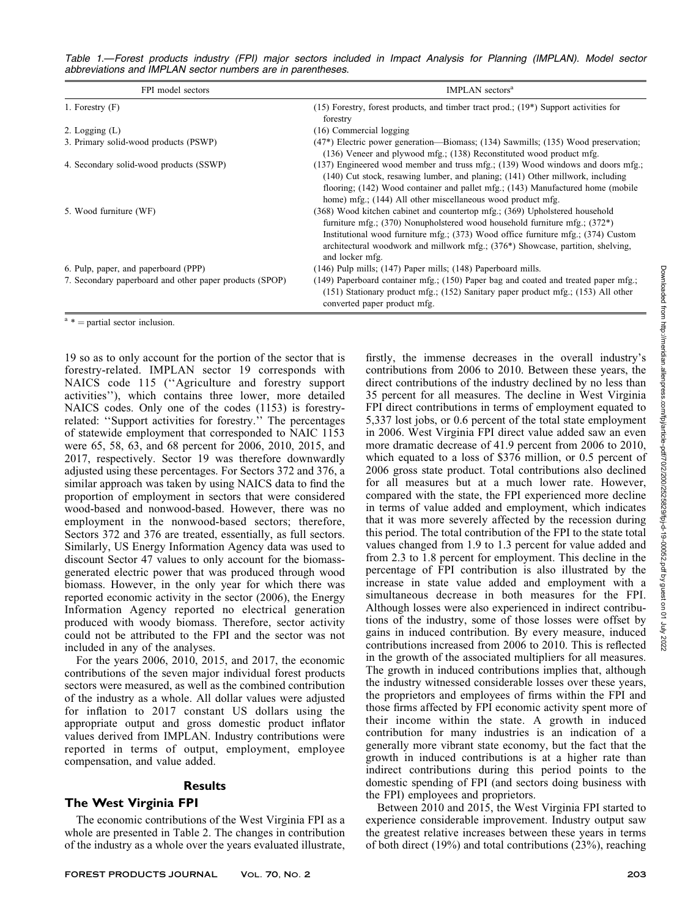Table 1.—Forest products industry (FPI) major sectors included in Impact Analysis for Planning (IMPLAN). Model sector abbreviations and IMPLAN sector numbers are in parentheses.

| FPI model sectors | IMPLAN sectors[a] |
|---|---|
| 1. Forestry (F) | (15) Forestry, forest products, and timber tract prod.; (19*) Support activities for forestry |
| 2. Logging (L) | (16) Commercial logging |
| 3. Primary solid-wood products (PSWP) | (47*) Electric power generation—Biomass; (134) Sawmills; (135) Wood preservation; (136) Veneer and plywood mfg.; (138) Reconstituted wood product mfg. |
| 4. Secondary solid-wood products (SSWP) | (137) Engineered wood member and truss mfg.; (139) Wood windows and doors mfg.; (140) Cut stock, resawing lumber, and planing; (141) Other millwork, including flooring; (142) Wood container and pallet mfg.; (143) Manufactured home (mobile home) mfg.; (144) All other miscellaneous wood product mfg. |
| 5. Wood furniture (WF) | (368) Wood kitchen cabinet and countertop mfg.; (369) Upholstered household furniture mfg.; (370) Nonupholstered wood household furniture mfg.; (372*) Institutional wood furniture mfg.; (373) Wood office furniture mfg.; (374) Custom architectural woodwork and millwork mfg.; (376*) Showcase, partition, shelving, and locker mfg. |
| 6. Pulp, paper, and paperboard (PPP) | (146) Pulp mills; (147) Paper mills; (148) Paperboard mills. |
| 7. Secondary paperboard and other paper products (SPOP) | (149) Paperboard container mfg.; (150) Paper bag and coated and treated paper mfg.; (151) Stationary product mfg.; (152) Sanitary paper product mfg.; (153) All other converted paper product mfg. |

[a] * = partial sector inclusion.

19 so as to only account for the portion of the sector that is forestry-related. IMPLAN sector 19 corresponds with NAICS code 115 (''Agriculture and forestry support activities''), which contains three lower, more detailed NAICS codes. Only one of the codes (1153) is forestry-related: ''Support activities for forestry.'' The percentages of statewide employment that corresponded to NAIC 1153 were 65, 58, 63, and 68 percent for 2006, 2010, 2015, and 2017, respectively. Sector 19 was therefore downwardly adjusted using these percentages. For Sectors 372 and 376, a similar approach was taken by using NAICS data to find the proportion of employment in sectors that were considered wood-based and nonwood-based. However, there was no employment in the nonwood-based sectors; therefore, Sectors 372 and 376 are treated, essentially, as full sectors. Similarly, US Energy Information Agency data was used to discount Sector 47 values to only account for the biomass-generated electric power that was produced through wood biomass. However, in the only year for which there was reported economic activity in the sector (2006), the Energy Information Agency reported no electrical generation produced with woody biomass. Therefore, sector activity could not be attributed to the FPI and the sector was not included in any of the analyses.

For the years 2006, 2010, 2015, and 2017, the economic contributions of the seven major individual forest products sectors were measured, as well as the combined contribution of the industry as a whole. All dollar values were adjusted for inflation to 2017 constant US dollars using the appropriate output and gross domestic product inflator values derived from IMPLAN. Industry contributions were reported in terms of output, employment, employee compensation, and value added.

## Results

### The West Virginia FPI

The economic contributions of the West Virginia FPI as a whole are presented in Table 2. The changes in contribution of the industry as a whole over the years evaluated illustrate, firstly, the immense decreases in the overall industry's contributions from 2006 to 2010. Between these years, the direct contributions of the industry declined by no less than 35 percent for all measures. The decline in West Virginia FPI direct contributions in terms of employment equated to 5,337 lost jobs, or 0.6 percent of the total state employment in 2006. West Virginia FPI direct value added saw an even more dramatic decrease of 41.9 percent from 2006 to 2010, which equated to a loss of $376 million, or 0.5 percent of 2006 gross state product. Total contributions also declined for all measures but at a much lower rate. However, compared with the state, the FPI experienced more decline in terms of value added and employment, which indicates that it was more severely affected by the recession during this period. The total contribution of the FPI to the state total values changed from 1.9 to 1.3 percent for value added and from 2.3 to 1.8 percent for employment. This decline in the percentage of FPI contribution is also illustrated by the increase in state value added and employment with a simultaneous decrease in both measures for the FPI. Although losses were also experienced in indirect contributions of the industry, some of those losses were offset by gains in induced contribution. By every measure, induced contributions increased from 2006 to 2010. This is reflected in the growth of the associated multipliers for all measures. The growth in induced contributions implies that, although the industry witnessed considerable losses over these years, the proprietors and employees of firms within the FPI and those firms affected by FPI economic activity spent more of their income within the state. A growth in induced contribution for many industries is an indication of a generally more vibrant state economy, but the fact that the growth in induced contributions is at a higher rate than indirect contributions during this period points to the domestic spending of FPI (and sectors doing business with the FPI) employees and proprietors.

Between 2010 and 2015, the West Virginia FPI started to experience considerable improvement. Industry output saw the greatest relative increases between these years in terms of both direct (19%) and total contributions (23%), reaching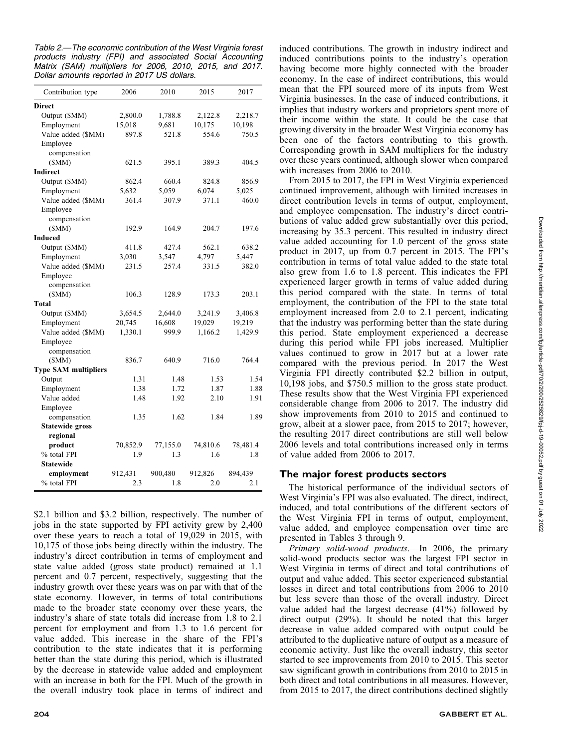Table 2.—The economic contribution of the West Virginia forest products industry (FPI) and associated Social Accounting Matrix (SAM) multipliers for 2006, 2010, 2015, and 2017. Dollar amounts reported in 2017 US dollars.

| Contribution type | 2006 | 2010 | 2015 | 2017 |
|---|---|---|---|---|
| **Direct** | | | | |
| Output ($MM) | 2,800.0 | 1,788.8 | 2,122.8 | 2,218.7 |
| Employment | 15,018 | 9,681 | 10,175 | 10,198 |
| Value added ($MM) | 897.8 | 521.8 | 554.6 | 750.5 |
| Employee compensation ($MM) | 621.5 | 395.1 | 389.3 | 404.5 |
| **Indirect** | | | | |
| Output ($MM) | 862.4 | 660.4 | 824.8 | 856.9 |
| Employment | 5,632 | 5,059 | 6,074 | 5,025 |
| Value added ($MM) | 361.4 | 307.9 | 371.1 | 460.0 |
| Employee compensation ($MM) | 192.9 | 164.9 | 204.7 | 197.6 |
| **Induced** | | | | |
| Output ($MM) | 411.8 | 427.4 | 562.1 | 638.2 |
| Employment | 3,030 | 3,547 | 4,797 | 5,447 |
| Value added ($MM) | 231.5 | 257.4 | 331.5 | 382.0 |
| Employee compensation ($MM) | 106.3 | 128.9 | 173.3 | 203.1 |
| **Total** | | | | |
| Output ($MM) | 3,654.5 | 2,644.0 | 3,241.9 | 3,406.8 |
| Employment | 20,745 | 16,608 | 19,029 | 19,219 |
| Value added ($MM) | 1,330.1 | 999.9 | 1,166.2 | 1,429.9 |
| Employee compensation ($MM) | 836.7 | 640.9 | 716.0 | 764.4 |
| **Type SAM multipliers** | | | | |
| Output | 1.31 | 1.48 | 1.53 | 1.54 |
| Employment | 1.38 | 1.72 | 1.87 | 1.88 |
| Value added | 1.48 | 1.92 | 2.10 | 1.91 |
| Employee compensation | 1.35 | 1.62 | 1.84 | 1.89 |
| **Statewide gross regional product** | 70,852.9 | 77,155.0 | 74,810.6 | 78,481.4 |
| % total FPI | 1.9 | 1.3 | 1.6 | 1.8 |
| **Statewide employment** | 912,431 | 900,480 | 912,826 | 894,439 |
| % total FPI | 2.3 | 1.8 | 2.0 | 2.1 |

$2.1 billion and $3.2 billion, respectively. The number of jobs in the state supported by FPI activity grew by 2,400 over these years to reach a total of 19,029 in 2015, with 10,175 of those jobs being directly within the industry. The industry's direct contribution in terms of employment and state value added (gross state product) remained at 1.1 percent and 0.7 percent, respectively, suggesting that the industry growth over these years was on par with that of the state economy. However, in terms of total contributions made to the broader state economy over these years, the industry's share of state totals did increase from 1.8 to 2.1 percent for employment and from 1.3 to 1.6 percent for value added. This increase in the share of the FPI's contribution to the state indicates that it is performing better than the state during this period, which is illustrated by the decrease in statewide value added and employment with an increase in both for the FPI. Much of the growth in the overall industry took place in terms of indirect and induced contributions. The growth in industry indirect and induced contributions points to the industry's operation having become more highly connected with the broader economy. In the case of indirect contributions, this would mean that the FPI sourced more of its inputs from West Virginia businesses. In the case of induced contributions, it implies that industry workers and proprietors spent more of their income within the state. It could be the case that growing diversity in the broader West Virginia economy has been one of the factors contributing to this growth. Corresponding growth in SAM multipliers for the industry over these years continued, although slower when compared with increases from 2006 to 2010.

From 2015 to 2017, the FPI in West Virginia experienced continued improvement, although with limited increases in direct contribution levels in terms of output, employment, and employee compensation. The industry's direct contributions of value added grew substantially over this period, increasing by 35.3 percent. This resulted in industry direct value added accounting for 1.0 percent of the gross state product in 2017, up from 0.7 percent in 2015. The FPI's contribution in terms of total value added to the state total also grew from 1.6 to 1.8 percent. This indicates the FPI experienced larger growth in terms of value added during this period compared with the state. In terms of total employment, the contribution of the FPI to the state total employment increased from 2.0 to 2.1 percent, indicating that the industry was performing better than the state during this period. State employment experienced a decrease during this period while FPI jobs increased. Multiplier values continued to grow in 2017 but at a lower rate compared with the previous period. In 2017 the West Virginia FPI directly contributed $2.2 billion in output, 10,198 jobs, and $750.5 million to the gross state product. These results show that the West Virginia FPI experienced considerable change from 2006 to 2017. The industry did show improvements from 2010 to 2015 and continued to grow, albeit at a slower pace, from 2015 to 2017; however, the resulting 2017 direct contributions are still well below 2006 levels and total contributions increased only in terms of value added from 2006 to 2017.

## The major forest products sectors

The historical performance of the individual sectors of West Virginia's FPI was also evaluated. The direct, indirect, induced, and total contributions of the different sectors of the West Virginia FPI in terms of output, employment, value added, and employee compensation over time are presented in Tables 3 through 9.

*Primary solid-wood products*.—In 2006, the primary solid-wood products sector was the largest FPI sector in West Virginia in terms of direct and total contributions of output and value added. This sector experienced substantial losses in direct and total contributions from 2006 to 2010 but less severe than those of the overall industry. Direct value added had the largest decrease (41%) followed by direct output (29%). It should be noted that this larger decrease in value added compared with output could be attributed to the duplicative nature of output as a measure of economic activity. Just like the overall industry, this sector started to see improvements from 2010 to 2015. This sector saw significant growth in contributions from 2010 to 2015 in both direct and total contributions in all measures. However, from 2015 to 2017, the direct contributions declined slightly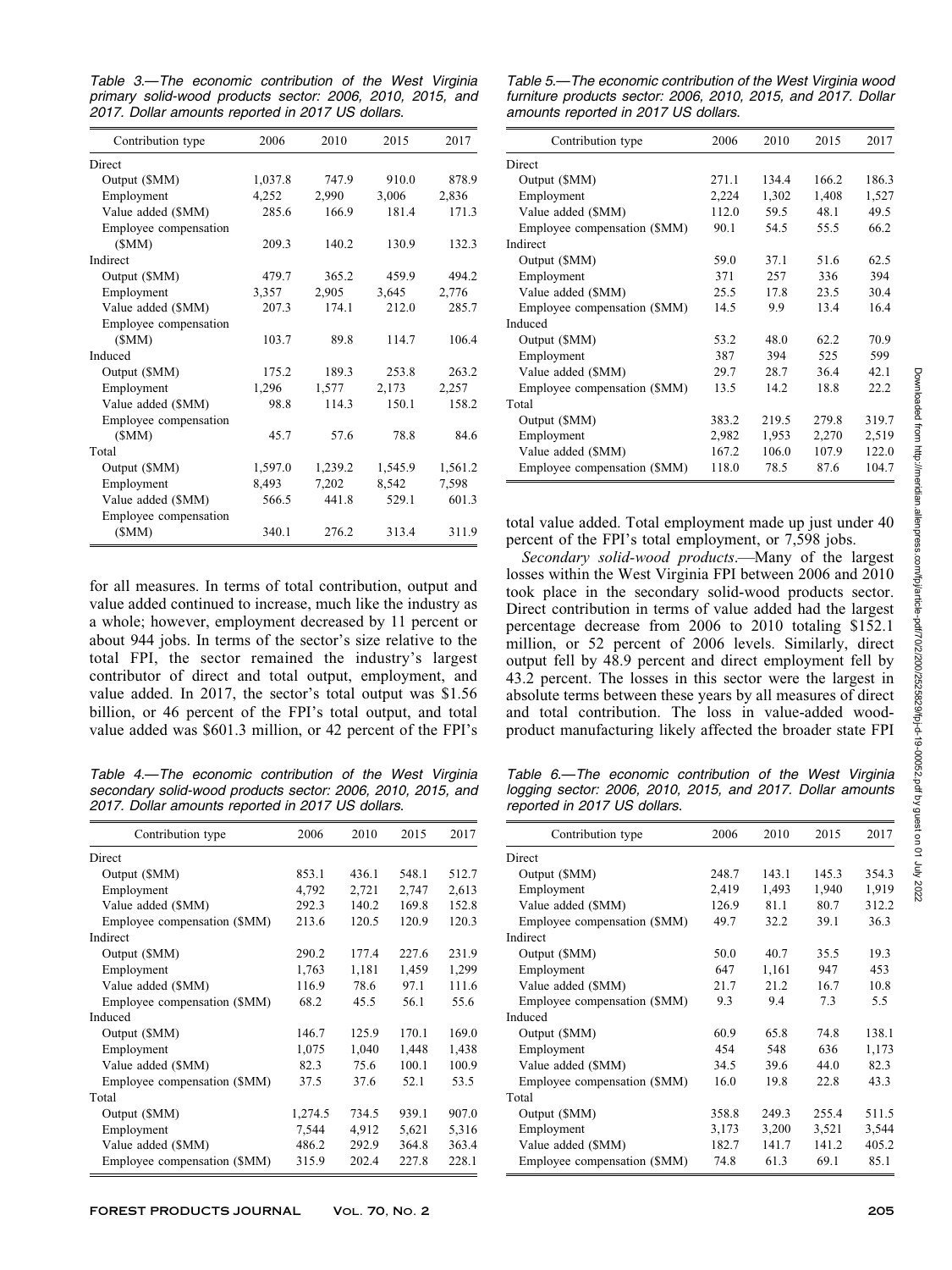Table 3.—The economic contribution of the West Virginia primary solid-wood products sector: 2006, 2010, 2015, and 2017. Dollar amounts reported in 2017 US dollars.

| Contribution type | 2006 | 2010 | 2015 | 2017 |
|---|---|---|---|---|
| Direct | | | | |
| Output ($MM) | 1,037.8 | 747.9 | 910.0 | 878.9 |
| Employment | 4,252 | 2,990 | 3,006 | 2,836 |
| Value added ($MM) | 285.6 | 166.9 | 181.4 | 171.3 |
| Employee compensation ($MM) | 209.3 | 140.2 | 130.9 | 132.3 |
| Indirect | | | | |
| Output ($MM) | 479.7 | 365.2 | 459.9 | 494.2 |
| Employment | 3,357 | 2,905 | 3,645 | 2,776 |
| Value added ($MM) | 207.3 | 174.1 | 212.0 | 285.7 |
| Employee compensation ($MM) | 103.7 | 89.8 | 114.7 | 106.4 |
| Induced | | | | |
| Output ($MM) | 175.2 | 189.3 | 253.8 | 263.2 |
| Employment | 1,296 | 1,577 | 2,173 | 2,257 |
| Value added ($MM) | 98.8 | 114.3 | 150.1 | 158.2 |
| Employee compensation ($MM) | 45.7 | 57.6 | 78.8 | 84.6 |
| Total | | | | |
| Output ($MM) | 1,597.0 | 1,239.2 | 1,545.9 | 1,561.2 |
| Employment | 8,493 | 7,202 | 8,542 | 7,598 |
| Value added ($MM) | 566.5 | 441.8 | 529.1 | 601.3 |
| Employee compensation ($MM) | 340.1 | 276.2 | 313.4 | 311.9 |

for all measures. In terms of total contribution, output and value added continued to increase, much like the industry as a whole; however, employment decreased by 11 percent or about 944 jobs. In terms of the sector's size relative to the total FPI, the sector remained the industry's largest contributor of direct and total output, employment, and value added. In 2017, the sector's total output was $1.56 billion, or 46 percent of the FPI's total output, and total value added was $601.3 million, or 42 percent of the FPI's total value added. Total employment made up just under 40 percent of the FPI's total employment, or 7,598 jobs.

*Secondary solid-wood products*.—Many of the largest losses within the West Virginia FPI between 2006 and 2010 took place in the secondary solid-wood products sector. Direct contribution in terms of value added had the largest percentage decrease from 2006 to 2010 totaling $152.1 million, or 52 percent of 2006 levels. Similarly, direct output fell by 48.9 percent and direct employment fell by 43.2 percent. The losses in this sector were the largest in absolute terms between these years by all measures of direct and total contribution. The loss in value-added wood-product manufacturing likely affected the broader state FPI

Table 4.—The economic contribution of the West Virginia secondary solid-wood products sector: 2006, 2010, 2015, and 2017. Dollar amounts reported in 2017 US dollars.

| Contribution type | 2006 | 2010 | 2015 | 2017 |
|---|---|---|---|---|
| Direct | | | | |
| Output ($MM) | 853.1 | 436.1 | 548.1 | 512.7 |
| Employment | 4,792 | 2,721 | 2,747 | 2,613 |
| Value added ($MM) | 292.3 | 140.2 | 169.8 | 152.8 |
| Employee compensation ($MM) | 213.6 | 120.5 | 120.9 | 120.3 |
| Indirect | | | | |
| Output ($MM) | 290.2 | 177.4 | 227.6 | 231.9 |
| Employment | 1,763 | 1,181 | 1,459 | 1,299 |
| Value added ($MM) | 116.9 | 78.6 | 97.1 | 111.6 |
| Employee compensation ($MM) | 68.2 | 45.5 | 56.1 | 55.6 |
| Induced | | | | |
| Output ($MM) | 146.7 | 125.9 | 170.1 | 169.0 |
| Employment | 1,075 | 1,040 | 1,448 | 1,438 |
| Value added ($MM) | 82.3 | 75.6 | 100.1 | 100.9 |
| Employee compensation ($MM) | 37.5 | 37.6 | 52.1 | 53.5 |
| Total | | | | |
| Output ($MM) | 1,274.5 | 734.5 | 939.1 | 907.0 |
| Employment | 7,544 | 4,912 | 5,621 | 5,316 |
| Value added ($MM) | 486.2 | 292.9 | 364.8 | 363.4 |
| Employee compensation ($MM) | 315.9 | 202.4 | 227.8 | 228.1 |

Table 5.—The economic contribution of the West Virginia wood furniture products sector: 2006, 2010, 2015, and 2017. Dollar amounts reported in 2017 US dollars.

| Contribution type | 2006 | 2010 | 2015 | 2017 |
|---|---|---|---|---|
| Direct | | | | |
| Output ($MM) | 271.1 | 134.4 | 166.2 | 186.3 |
| Employment | 2,224 | 1,302 | 1,408 | 1,527 |
| Value added ($MM) | 112.0 | 59.5 | 48.1 | 49.5 |
| Employee compensation ($MM) | 90.1 | 54.5 | 55.5 | 66.2 |
| Indirect | | | | |
| Output ($MM) | 59.0 | 37.1 | 51.6 | 62.5 |
| Employment | 371 | 257 | 336 | 394 |
| Value added ($MM) | 25.5 | 17.8 | 23.5 | 30.4 |
| Employee compensation ($MM) | 14.5 | 9.9 | 13.4 | 16.4 |
| Induced | | | | |
| Output ($MM) | 53.2 | 48.0 | 62.2 | 70.9 |
| Employment | 387 | 394 | 525 | 599 |
| Value added ($MM) | 29.7 | 28.7 | 36.4 | 42.1 |
| Employee compensation ($MM) | 13.5 | 14.2 | 18.8 | 22.2 |
| Total | | | | |
| Output ($MM) | 383.2 | 219.5 | 279.8 | 319.7 |
| Employment | 2,982 | 1,953 | 2,270 | 2,519 |
| Value added ($MM) | 167.2 | 106.0 | 107.9 | 122.0 |
| Employee compensation ($MM) | 118.0 | 78.5 | 87.6 | 104.7 |

Table 6.—The economic contribution of the West Virginia logging sector: 2006, 2010, 2015, and 2017. Dollar amounts reported in 2017 US dollars.

| Contribution type | 2006 | 2010 | 2015 | 2017 |
|---|---|---|---|---|
| Direct | | | | |
| Output ($MM) | 248.7 | 143.1 | 145.3 | 354.3 |
| Employment | 2,419 | 1,493 | 1,940 | 1,919 |
| Value added ($MM) | 126.9 | 81.1 | 80.7 | 312.2 |
| Employee compensation ($MM) | 49.7 | 32.2 | 39.1 | 36.3 |
| Indirect | | | | |
| Output ($MM) | 50.0 | 40.7 | 35.5 | 19.3 |
| Employment | 647 | 1,161 | 947 | 453 |
| Value added ($MM) | 21.7 | 21.2 | 16.7 | 10.8 |
| Employee compensation ($MM) | 9.3 | 9.4 | 7.3 | 5.5 |
| Induced | | | | |
| Output ($MM) | 60.9 | 65.8 | 74.8 | 138.1 |
| Employment | 454 | 548 | 636 | 1,173 |
| Value added ($MM) | 34.5 | 39.6 | 44.0 | 82.3 |
| Employee compensation ($MM) | 16.0 | 19.8 | 22.8 | 43.3 |
| Total | | | | |
| Output ($MM) | 358.8 | 249.3 | 255.4 | 511.5 |
| Employment | 3,173 | 3,200 | 3,521 | 3,544 |
| Value added ($MM) | 182.7 | 141.7 | 141.2 | 405.2 |
| Employee compensation ($MM) | 74.8 | 61.3 | 69.1 | 85.1 |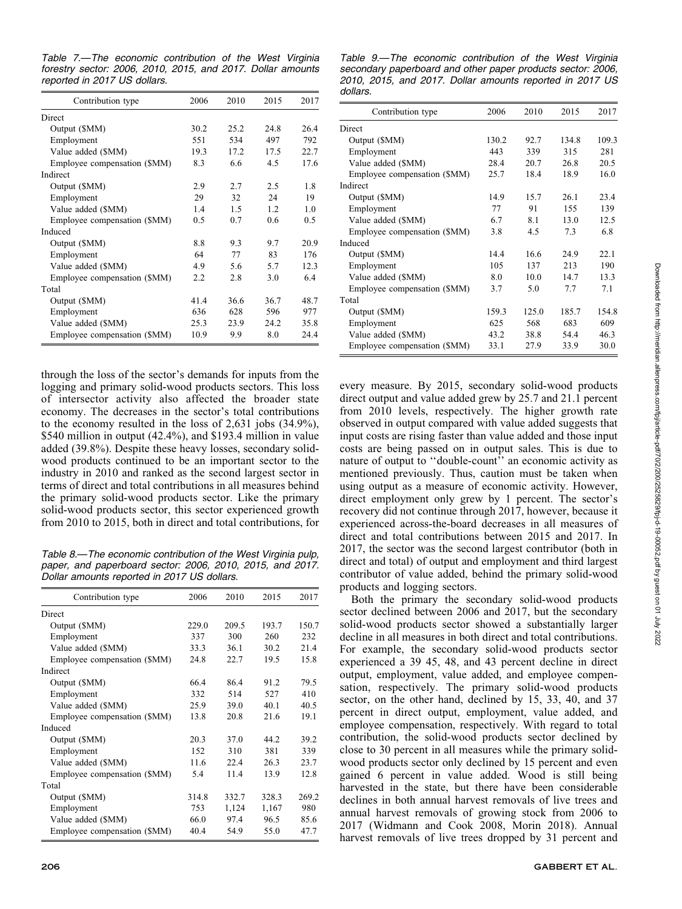Table 7.—The economic contribution of the West Virginia forestry sector: 2006, 2010, 2015, and 2017. Dollar amounts reported in 2017 US dollars.

| Contribution type | 2006 | 2010 | 2015 | 2017 |
|---|---|---|---|---|
| Direct | | | | |
| Output ($MM) | 30.2 | 25.2 | 24.8 | 26.4 |
| Employment | 551 | 534 | 497 | 792 |
| Value added ($MM) | 19.3 | 17.2 | 17.5 | 22.7 |
| Employee compensation ($MM) | 8.3 | 6.6 | 4.5 | 17.6 |
| Indirect | | | | |
| Output ($MM) | 2.9 | 2.7 | 2.5 | 1.8 |
| Employment | 29 | 32 | 24 | 19 |
| Value added ($MM) | 1.4 | 1.5 | 1.2 | 1.0 |
| Employee compensation ($MM) | 0.5 | 0.7 | 0.6 | 0.5 |
| Induced | | | | |
| Output ($MM) | 8.8 | 9.3 | 9.7 | 20.9 |
| Employment | 64 | 77 | 83 | 176 |
| Value added ($MM) | 4.9 | 5.6 | 5.7 | 12.3 |
| Employee compensation ($MM) | 2.2 | 2.8 | 3.0 | 6.4 |
| Total | | | | |
| Output ($MM) | 41.4 | 36.6 | 36.7 | 48.7 |
| Employment | 636 | 628 | 596 | 977 |
| Value added ($MM) | 25.3 | 23.9 | 24.2 | 35.8 |
| Employee compensation ($MM) | 10.9 | 9.9 | 8.0 | 24.4 |

through the loss of the sector's demands for inputs from the logging and primary solid-wood products sectors. This loss of intersector activity also affected the broader state economy. The decreases in the sector's total contributions to the economy resulted in the loss of 2,631 jobs (34.9%), $540 million in output (42.4%), and $193.4 million in value added (39.8%). Despite these heavy losses, secondary solid-wood products continued to be an important sector to the industry in 2010 and ranked as the second largest sector in terms of direct and total contributions in all measures behind the primary solid-wood products sector. Like the primary solid-wood products sector, this sector experienced growth from 2010 to 2015, both in direct and total contributions, for every measure. By 2015, secondary solid-wood products direct output and value added grew by 25.7 and 21.1 percent from 2010 levels, respectively. The higher growth rate observed in output compared with value added suggests that input costs are rising faster than value added and those input costs are being passed on in output sales. This is due to nature of output to ''double-count'' an economic activity as mentioned previously. Thus, caution must be taken when using output as a measure of economic activity. However, direct employment only grew by 1 percent. The sector's recovery did not continue through 2017, however, because it experienced across-the-board decreases in all measures of direct and total contributions between 2015 and 2017. In 2017, the sector was the second largest contributor (both in direct and total) of output and employment and third largest contributor of value added, behind the primary solid-wood products and logging sectors.

Table 8.—The economic contribution of the West Virginia pulp, paper, and paperboard sector: 2006, 2010, 2015, and 2017. Dollar amounts reported in 2017 US dollars.

| Contribution type | 2006 | 2010 | 2015 | 2017 |
|---|---|---|---|---|
| Direct | | | | |
| Output ($MM) | 229.0 | 209.5 | 193.7 | 150.7 |
| Employment | 337 | 300 | 260 | 232 |
| Value added ($MM) | 33.3 | 36.1 | 30.2 | 21.4 |
| Employee compensation ($MM) | 24.8 | 22.7 | 19.5 | 15.8 |
| Indirect | | | | |
| Output ($MM) | 66.4 | 86.4 | 91.2 | 79.5 |
| Employment | 332 | 514 | 527 | 410 |
| Value added ($MM) | 25.9 | 39.0 | 40.1 | 40.5 |
| Employee compensation ($MM) | 13.8 | 20.8 | 21.6 | 19.1 |
| Induced | | | | |
| Output ($MM) | 20.3 | 37.0 | 44.2 | 39.2 |
| Employment | 152 | 310 | 381 | 339 |
| Value added ($MM) | 11.6 | 22.4 | 26.3 | 23.7 |
| Employee compensation ($MM) | 5.4 | 11.4 | 13.9 | 12.8 |
| Total | | | | |
| Output ($MM) | 314.8 | 332.7 | 328.3 | 269.2 |
| Employment | 753 | 1,124 | 1,167 | 980 |
| Value added ($MM) | 66.0 | 97.4 | 96.5 | 85.6 |
| Employee compensation ($MM) | 40.4 | 54.9 | 55.0 | 47.7 |

Table 9.—The economic contribution of the West Virginia secondary paperboard and other paper products sector: 2006, 2010, 2015, and 2017. Dollar amounts reported in 2017 US dollars.

| Contribution type | 2006 | 2010 | 2015 | 2017 |
|---|---|---|---|---|
| Direct | | | | |
| Output ($MM) | 130.2 | 92.7 | 134.8 | 109.3 |
| Employment | 443 | 339 | 315 | 281 |
| Value added ($MM) | 28.4 | 20.7 | 26.8 | 20.5 |
| Employee compensation ($MM) | 25.7 | 18.4 | 18.9 | 16.0 |
| Indirect | | | | |
| Output ($MM) | 14.9 | 15.7 | 26.1 | 23.4 |
| Employment | 77 | 91 | 155 | 139 |
| Value added ($MM) | 6.7 | 8.1 | 13.0 | 12.5 |
| Employee compensation ($MM) | 3.8 | 4.5 | 7.3 | 6.8 |
| Induced | | | | |
| Output ($MM) | 14.4 | 16.6 | 24.9 | 22.1 |
| Employment | 105 | 137 | 213 | 190 |
| Value added ($MM) | 8.0 | 10.0 | 14.7 | 13.3 |
| Employee compensation ($MM) | 3.7 | 5.0 | 7.7 | 7.1 |
| Total | | | | |
| Output ($MM) | 159.3 | 125.0 | 185.7 | 154.8 |
| Employment | 625 | 568 | 683 | 609 |
| Value added ($MM) | 43.2 | 38.8 | 54.4 | 46.3 |
| Employee compensation ($MM) | 33.1 | 27.9 | 33.9 | 30.0 |

Both the primary the secondary solid-wood products sector declined between 2006 and 2017, but the secondary solid-wood products sector showed a substantially larger decline in all measures in both direct and total contributions. For example, the secondary solid-wood products sector experienced a 39 45, 48, and 43 percent decline in direct output, employment, value added, and employee compensation, respectively. The primary solid-wood products sector, on the other hand, declined by 15, 33, 40, and 37 percent in direct output, employment, value added, and employee compensation, respectively. With regard to total contribution, the solid-wood products sector declined by close to 30 percent in all measures while the primary solid-wood products sector only declined by 15 percent and even gained 6 percent in value added. Wood is still being harvested in the state, but there have been considerable declines in both annual harvest removals of live trees and annual harvest removals of growing stock from 2006 to 2017 (Widmann and Cook 2008, Morin 2018). Annual harvest removals of live trees dropped by 31 percent and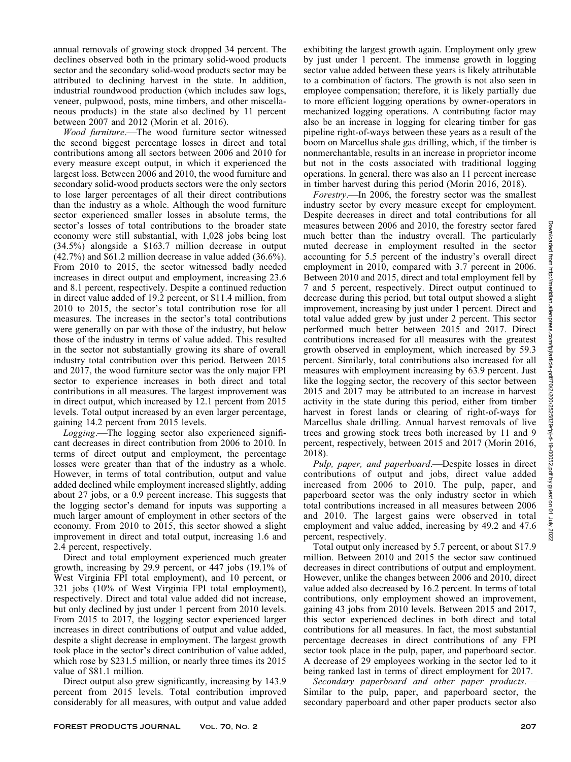annual removals of growing stock dropped 34 percent. The declines observed both in the primary solid-wood products sector and the secondary solid-wood products sector may be attributed to declining harvest in the state. In addition, industrial roundwood production (which includes saw logs, veneer, pulpwood, posts, mine timbers, and other miscellaneous products) in the state also declined by 11 percent between 2007 and 2012 (Morin et al. 2016).

*Wood furniture*.—The wood furniture sector witnessed the second biggest percentage losses in direct and total contributions among all sectors between 2006 and 2010 for every measure except output, in which it experienced the largest loss. Between 2006 and 2010, the wood furniture and secondary solid-wood products sectors were the only sectors to lose larger percentages of all their direct contributions than the industry as a whole. Although the wood furniture sector experienced smaller losses in absolute terms, the sector's losses of total contributions to the broader state economy were still substantial, with 1,028 jobs being lost (34.5%) alongside a $163.7 million decrease in output (42.7%) and $61.2 million decrease in value added (36.6%). From 2010 to 2015, the sector witnessed badly needed increases in direct output and employment, increasing 23.6 and 8.1 percent, respectively. Despite a continued reduction in direct value added of 19.2 percent, or $11.4 million, from 2010 to 2015, the sector's total contribution rose for all measures. The increases in the sector's total contributions were generally on par with those of the industry, but below those of the industry in terms of value added. This resulted in the sector not substantially growing its share of overall industry total contribution over this period. Between 2015 and 2017, the wood furniture sector was the only major FPI sector to experience increases in both direct and total contributions in all measures. The largest improvement was in direct output, which increased by 12.1 percent from 2015 levels. Total output increased by an even larger percentage, gaining 14.2 percent from 2015 levels.

*Logging*.—The logging sector also experienced significant decreases in direct contribution from 2006 to 2010. In terms of direct output and employment, the percentage losses were greater than that of the industry as a whole. However, in terms of total contribution, output and value added declined while employment increased slightly, adding about 27 jobs, or a 0.9 percent increase. This suggests that the logging sector's demand for inputs was supporting a much larger amount of employment in other sectors of the economy. From 2010 to 2015, this sector showed a slight improvement in direct and total output, increasing 1.6 and 2.4 percent, respectively.

Direct and total employment experienced much greater growth, increasing by 29.9 percent, or 447 jobs (19.1% of West Virginia FPI total employment), and 10 percent, or 321 jobs (10% of West Virginia FPI total employment), respectively. Direct and total value added did not increase, but only declined by just under 1 percent from 2010 levels. From 2015 to 2017, the logging sector experienced larger increases in direct contributions of output and value added, despite a slight decrease in employment. The largest growth took place in the sector's direct contribution of value added, which rose by $231.5 million, or nearly three times its 2015 value of $81.1 million.

Direct output also grew significantly, increasing by 143.9 percent from 2015 levels. Total contribution improved considerably for all measures, with output and value added exhibiting the largest growth again. Employment only grew by just under 1 percent. The immense growth in logging sector value added between these years is likely attributable to a combination of factors. The growth is not also seen in employee compensation; therefore, it is likely partially due to more efficient logging operations by owner-operators in mechanized logging operations. A contributing factor may also be an increase in logging for clearing timber for gas pipeline right-of-ways between these years as a result of the boom on Marcellus shale gas drilling, which, if the timber is nonmerchantable, results in an increase in proprietor income but not in the costs associated with traditional logging operations. In general, there was also an 11 percent increase in timber harvest during this period (Morin 2016, 2018).

*Forestry*.—In 2006, the forestry sector was the smallest industry sector by every measure except for employment. Despite decreases in direct and total contributions for all measures between 2006 and 2010, the forestry sector fared much better than the industry overall. The particularly muted decrease in employment resulted in the sector accounting for 5.5 percent of the industry's overall direct employment in 2010, compared with 3.7 percent in 2006. Between 2010 and 2015, direct and total employment fell by 7 and 5 percent, respectively. Direct output continued to decrease during this period, but total output showed a slight improvement, increasing by just under 1 percent. Direct and total value added grew by just under 2 percent. This sector performed much better between 2015 and 2017. Direct contributions increased for all measures with the greatest growth observed in employment, which increased by 59.3 percent. Similarly, total contributions also increased for all measures with employment increasing by 63.9 percent. Just like the logging sector, the recovery of this sector between 2015 and 2017 may be attributed to an increase in harvest activity in the state during this period, either from timber harvest in forest lands or clearing of right-of-ways for Marcellus shale drilling. Annual harvest removals of live trees and growing stock trees both increased by 11 and 9 percent, respectively, between 2015 and 2017 (Morin 2016, 2018).

*Pulp, paper, and paperboard*.—Despite losses in direct contributions of output and jobs, direct value added increased from 2006 to 2010. The pulp, paper, and paperboard sector was the only industry sector in which total contributions increased in all measures between 2006 and 2010. The largest gains were observed in total employment and value added, increasing by 49.2 and 47.6 percent, respectively.

Total output only increased by 5.7 percent, or about $17.9 million. Between 2010 and 2015 the sector saw continued decreases in direct contributions of output and employment. However, unlike the changes between 2006 and 2010, direct value added also decreased by 16.2 percent. In terms of total contributions, only employment showed an improvement, gaining 43 jobs from 2010 levels. Between 2015 and 2017, this sector experienced declines in both direct and total contributions for all measures. In fact, the most substantial percentage decreases in direct contributions of any FPI sector took place in the pulp, paper, and paperboard sector. A decrease of 29 employees working in the sector led to it being ranked last in terms of direct employment for 2017.

*Secondary paperboard and other paper products*.—Similar to the pulp, paper, and paperboard sector, the secondary paperboard and other paper products sector also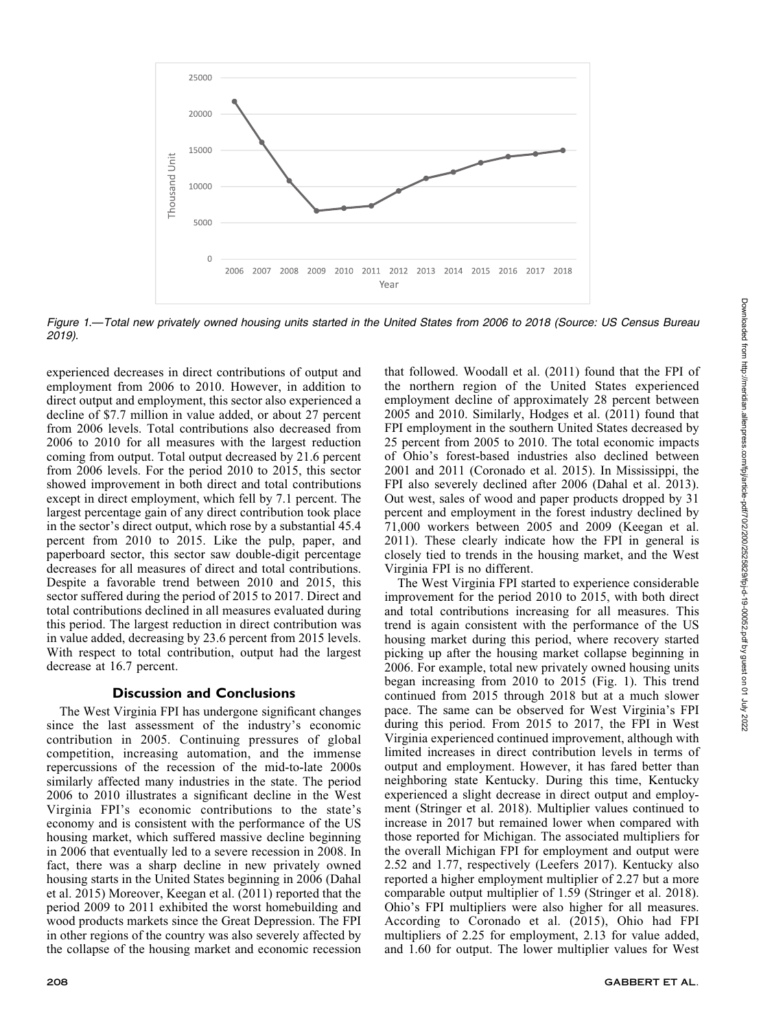Figure 1.—Total new privately owned housing units started in the United States from 2006 to 2018 (Source: US Census Bureau 2019).

experienced decreases in direct contributions of output and employment from 2006 to 2010. However, in addition to direct output and employment, this sector also experienced a decline of $7.7 million in value added, or about 27 percent from 2006 levels. Total contributions also decreased from 2006 to 2010 for all measures with the largest reduction coming from output. Total output decreased by 21.6 percent from 2006 levels. For the period 2010 to 2015, this sector showed improvement in both direct and total contributions except in direct employment, which fell by 7.1 percent. The largest percentage gain of any direct contribution took place in the sector's direct output, which rose by a substantial 45.4 percent from 2010 to 2015. Like the pulp, paper, and paperboard sector, this sector saw double-digit percentage decreases for all measures of direct and total contributions. Despite a favorable trend between 2010 and 2015, this sector suffered during the period of 2015 to 2017. Direct and total contributions declined in all measures evaluated during this period. The largest reduction in direct contribution was in value added, decreasing by 23.6 percent from 2015 levels. With respect to total contribution, output had the largest decrease at 16.7 percent.

## Discussion and Conclusions

The West Virginia FPI has undergone significant changes since the last assessment of the industry's economic contribution in 2005. Continuing pressures of global competition, increasing automation, and the immense repercussions of the recession of the mid-to-late 2000s similarly affected many industries in the state. The period 2006 to 2010 illustrates a significant decline in the West Virginia FPI's economic contributions to the state's economy and is consistent with the performance of the US housing market, which suffered massive decline beginning in 2006 that eventually led to a severe recession in 2008. In fact, there was a sharp decline in new privately owned housing starts in the United States beginning in 2006 (Dahal et al. 2015) Moreover, Keegan et al. (2011) reported that the period 2009 to 2011 exhibited the worst homebuilding and wood products markets since the Great Depression. The FPI in other regions of the country was also severely affected by the collapse of the housing market and economic recession that followed. Woodall et al. (2011) found that the FPI of the northern region of the United States experienced employment decline of approximately 28 percent between 2005 and 2010. Similarly, Hodges et al. (2011) found that FPI employment in the southern United States decreased by 25 percent from 2005 to 2010. The total economic impacts of Ohio's forest-based industries also declined between 2001 and 2011 (Coronado et al. 2015). In Mississippi, the FPI also severely declined after 2006 (Dahal et al. 2013). Out west, sales of wood and paper products dropped by 31 percent and employment in the forest industry declined by 71,000 workers between 2005 and 2009 (Keegan et al. 2011). These clearly indicate how the FPI in general is closely tied to trends in the housing market, and the West Virginia FPI is no different.

The West Virginia FPI started to experience considerable improvement for the period 2010 to 2015, with both direct and total contributions increasing for all measures. This trend is again consistent with the performance of the US housing market during this period, where recovery started picking up after the housing market collapse beginning in 2006. For example, total new privately owned housing units began increasing from 2010 to 2015 (Fig. 1). This trend continued from 2015 through 2018 but at a much slower pace. The same can be observed for West Virginia's FPI during this period. From 2015 to 2017, the FPI in West Virginia experienced continued improvement, although with limited increases in direct contribution levels in terms of output and employment. However, it has fared better than neighboring state Kentucky. During this time, Kentucky experienced a slight decrease in direct output and employment (Stringer et al. 2018). Multiplier values continued to increase in 2017 but remained lower when compared with those reported for Michigan. The associated multipliers for the overall Michigan FPI for employment and output were 2.52 and 1.77, respectively (Leefers 2017). Kentucky also reported a higher employment multiplier of 2.27 but a more comparable output multiplier of 1.59 (Stringer et al. 2018). Ohio's FPI multipliers were also higher for all measures. According to Coronado et al. (2015), Ohio had FPI multipliers of 2.25 for employment, 2.13 for value added, and 1.60 for output. The lower multiplier values for West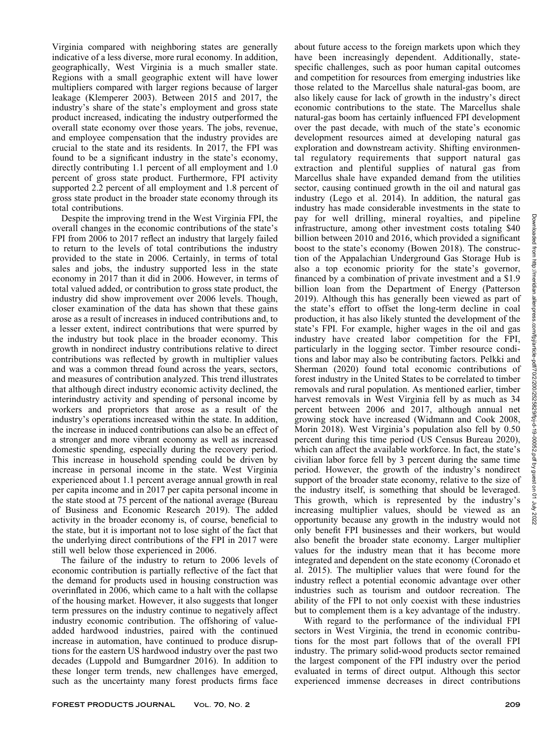Virginia compared with neighboring states are generally indicative of a less diverse, more rural economy. In addition, geographically, West Virginia is a much smaller state. Regions with a small geographic extent will have lower multipliers compared with larger regions because of larger leakage (Klemperer 2003). Between 2015 and 2017, the industry's share of the state's employment and gross state product increased, indicating the industry outperformed the overall state economy over those years. The jobs, revenue, and employee compensation that the industry provides are crucial to the state and its residents. In 2017, the FPI was found to be a significant industry in the state's economy, directly contributing 1.1 percent of all employment and 1.0 percent of gross state product. Furthermore, FPI activity supported 2.2 percent of all employment and 1.8 percent of gross state product in the broader state economy through its total contributions.

Despite the improving trend in the West Virginia FPI, the overall changes in the economic contributions of the state's FPI from 2006 to 2017 reflect an industry that largely failed to return to the levels of total contributions the industry provided to the state in 2006. Certainly, in terms of total sales and jobs, the industry supported less in the state economy in 2017 than it did in 2006. However, in terms of total valued added, or contribution to gross state product, the industry did show improvement over 2006 levels. Though, closer examination of the data has shown that these gains arose as a result of increases in induced contributions and, to a lesser extent, indirect contributions that were spurred by the industry but took place in the broader economy. This growth in nondirect industry contributions relative to direct contributions was reflected by growth in multiplier values and was a common thread found across the years, sectors, and measures of contribution analyzed. This trend illustrates that although direct industry economic activity declined, the interindustry activity and spending of personal income by workers and proprietors that arose as a result of the industry's operations increased within the state. In addition, the increase in induced contributions can also be an effect of a stronger and more vibrant economy as well as increased domestic spending, especially during the recovery period. This increase in household spending could be driven by increase in personal income in the state. West Virginia experienced about 1.1 percent average annual growth in real per capita income and in 2017 per capita personal income in the state stood at 75 percent of the national average (Bureau of Business and Economic Research 2019). The added activity in the broader economy is, of course, beneficial to the state, but it is important not to lose sight of the fact that the underlying direct contributions of the FPI in 2017 were still well below those experienced in 2006.

The failure of the industry to return to 2006 levels of economic contribution is partially reflective of the fact that the demand for products used in housing construction was overinflated in 2006, which came to a halt with the collapse of the housing market. However, it also suggests that longer term pressures on the industry continue to negatively affect industry economic contribution. The offshoring of value-added hardwood industries, paired with the continued increase in automation, have continued to produce disruptions for the eastern US hardwood industry over the past two decades (Luppold and Bumgardner 2016). In addition to these longer term trends, new challenges have emerged, such as the uncertainty many forest products firms face about future access to the foreign markets upon which they have been increasingly dependent. Additionally, state-specific challenges, such as poor human capital outcomes and competition for resources from emerging industries like those related to the Marcellus shale natural-gas boom, are also likely cause for lack of growth in the industry's direct economic contributions to the state. The Marcellus shale natural-gas boom has certainly influenced FPI development over the past decade, with much of the state's economic development resources aimed at developing natural gas exploration and downstream activity. Shifting environmental regulatory requirements that support natural gas extraction and plentiful supplies of natural gas from Marcellus shale have expanded demand from the utilities sector, causing continued growth in the oil and natural gas industry (Lego et al. 2014). In addition, the natural gas industry has made considerable investments in the state to pay for well drilling, mineral royalties, and pipeline infrastructure, among other investment costs totaling $40 billion between 2010 and 2016, which provided a significant boost to the state's economy (Bowen 2018). The construction of the Appalachian Underground Gas Storage Hub is also a top economic priority for the state's governor, financed by a combination of private investment and a $1.9 billion loan from the Department of Energy (Patterson 2019). Although this has generally been viewed as part of the state's effort to offset the long-term decline in coal production, it has also likely stunted the development of the state's FPI. For example, higher wages in the oil and gas industry have created labor competition for the FPI, particularly in the logging sector. Timber resource conditions and labor may also be contributing factors. Pelkki and Sherman (2020) found total economic contributions of forest industry in the United States to be correlated to timber removals and rural population. As mentioned earlier, timber harvest removals in West Virginia fell by as much as 34 percent between 2006 and 2017, although annual net growing stock have increased (Widmann and Cook 2008, Morin 2018). West Virginia's population also fell by 0.50 percent during this time period (US Census Bureau 2020), which can affect the available workforce. In fact, the state's civilian labor force fell by 3 percent during the same time period. However, the growth of the industry's nondirect support of the broader state economy, relative to the size of the industry itself, is something that should be leveraged. This growth, which is represented by the industry's increasing multiplier values, should be viewed as an opportunity because any growth in the industry would not only benefit FPI businesses and their workers, but would also benefit the broader state economy. Larger multiplier values for the industry mean that it has become more integrated and dependent on the state economy (Coronado et al. 2015). The multiplier values that were found for the industry reflect a potential economic advantage over other industries such as tourism and outdoor recreation. The ability of the FPI to not only coexist with these industries but to complement them is a key advantage of the industry.

With regard to the performance of the individual FPI sectors in West Virginia, the trend in economic contributions for the most part follows that of the overall FPI industry. The primary solid-wood products sector remained the largest component of the FPI industry over the period evaluated in terms of direct output. Although this sector experienced immense decreases in direct contributions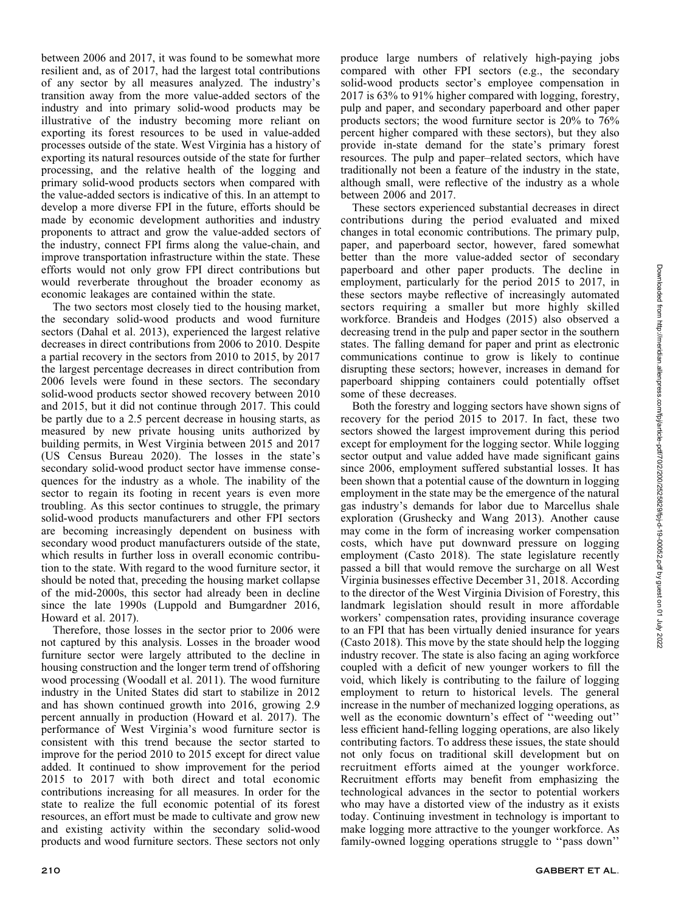between 2006 and 2017, it was found to be somewhat more resilient and, as of 2017, had the largest total contributions of any sector by all measures analyzed. The industry's transition away from the more value-added sectors of the industry and into primary solid-wood products may be illustrative of the industry becoming more reliant on exporting its forest resources to be used in value-added processes outside of the state. West Virginia has a history of exporting its natural resources outside of the state for further processing, and the relative health of the logging and primary solid-wood products sectors when compared with the value-added sectors is indicative of this. In an attempt to develop a more diverse FPI in the future, efforts should be made by economic development authorities and industry proponents to attract and grow the value-added sectors of the industry, connect FPI firms along the value-chain, and improve transportation infrastructure within the state. These efforts would not only grow FPI direct contributions but would reverberate throughout the broader economy as economic leakages are contained within the state.

The two sectors most closely tied to the housing market, the secondary solid-wood products and wood furniture sectors (Dahal et al. 2013), experienced the largest relative decreases in direct contributions from 2006 to 2010. Despite a partial recovery in the sectors from 2010 to 2015, by 2017 the largest percentage decreases in direct contribution from 2006 levels were found in these sectors. The secondary solid-wood products sector showed recovery between 2010 and 2015, but it did not continue through 2017. This could be partly due to a 2.5 percent decrease in housing starts, as measured by new private housing units authorized by building permits, in West Virginia between 2015 and 2017 (US Census Bureau 2020). The losses in the state's secondary solid-wood product sector have immense consequences for the industry as a whole. The inability of the sector to regain its footing in recent years is even more troubling. As this sector continues to struggle, the primary solid-wood products manufacturers and other FPI sectors are becoming increasingly dependent on business with secondary wood product manufacturers outside of the state, which results in further loss in overall economic contribution to the state. With regard to the wood furniture sector, it should be noted that, preceding the housing market collapse of the mid-2000s, this sector had already been in decline since the late 1990s (Luppold and Bumgardner 2016, Howard et al. 2017).

Therefore, those losses in the sector prior to 2006 were not captured by this analysis. Losses in the broader wood furniture sector were largely attributed to the decline in housing construction and the longer term trend of offshoring wood processing (Woodall et al. 2011). The wood furniture industry in the United States did start to stabilize in 2012 and has shown continued growth into 2016, growing 2.9 percent annually in production (Howard et al. 2017). The performance of West Virginia's wood furniture sector is consistent with this trend because the sector started to improve for the period 2010 to 2015 except for direct value added. It continued to show improvement for the period 2015 to 2017 with both direct and total economic contributions increasing for all measures. In order for the state to realize the full economic potential of its forest resources, an effort must be made to cultivate and grow new and existing activity within the secondary solid-wood products and wood furniture sectors. These sectors not only produce large numbers of relatively high-paying jobs compared with other FPI sectors (e.g., the secondary solid-wood products sector's employee compensation in 2017 is 63% to 91% higher compared with logging, forestry, pulp and paper, and secondary paperboard and other paper products sectors; the wood furniture sector is 20% to 76% percent higher compared with these sectors), but they also provide in-state demand for the state's primary forest resources. The pulp and paper–related sectors, which have traditionally not been a feature of the industry in the state, although small, were reflective of the industry as a whole between 2006 and 2017.

These sectors experienced substantial decreases in direct contributions during the period evaluated and mixed changes in total economic contributions. The primary pulp, paper, and paperboard sector, however, fared somewhat better than the more value-added sector of secondary paperboard and other paper products. The decline in employment, particularly for the period 2015 to 2017, in these sectors maybe reflective of increasingly automated sectors requiring a smaller but more highly skilled workforce. Brandeis and Hodges (2015) also observed a decreasing trend in the pulp and paper sector in the southern states. The falling demand for paper and print as electronic communications continue to grow is likely to continue disrupting these sectors; however, increases in demand for paperboard shipping containers could potentially offset some of these decreases.

Both the forestry and logging sectors have shown signs of recovery for the period 2015 to 2017. In fact, these two sectors showed the largest improvement during this period except for employment for the logging sector. While logging sector output and value added have made significant gains since 2006, employment suffered substantial losses. It has been shown that a potential cause of the downturn in logging employment in the state may be the emergence of the natural gas industry's demands for labor due to Marcellus shale exploration (Grushecky and Wang 2013). Another cause may come in the form of increasing worker compensation costs, which have put downward pressure on logging employment (Casto 2018). The state legislature recently passed a bill that would remove the surcharge on all West Virginia businesses effective December 31, 2018. According to the director of the West Virginia Division of Forestry, this landmark legislation should result in more affordable workers' compensation rates, providing insurance coverage to an FPI that has been virtually denied insurance for years (Casto 2018). This move by the state should help the logging industry recover. The state is also facing an aging workforce coupled with a deficit of new younger workers to fill the void, which likely is contributing to the failure of logging employment to return to historical levels. The general increase in the number of mechanized logging operations, as well as the economic downturn's effect of ''weeding out'' less efficient hand-felling logging operations, are also likely contributing factors. To address these issues, the state should not only focus on traditional skill development but on recruitment efforts aimed at the younger workforce. Recruitment efforts may benefit from emphasizing the technological advances in the sector to potential workers who may have a distorted view of the industry as it exists today. Continuing investment in technology is important to make logging more attractive to the younger workforce. As family-owned logging operations struggle to ''pass down''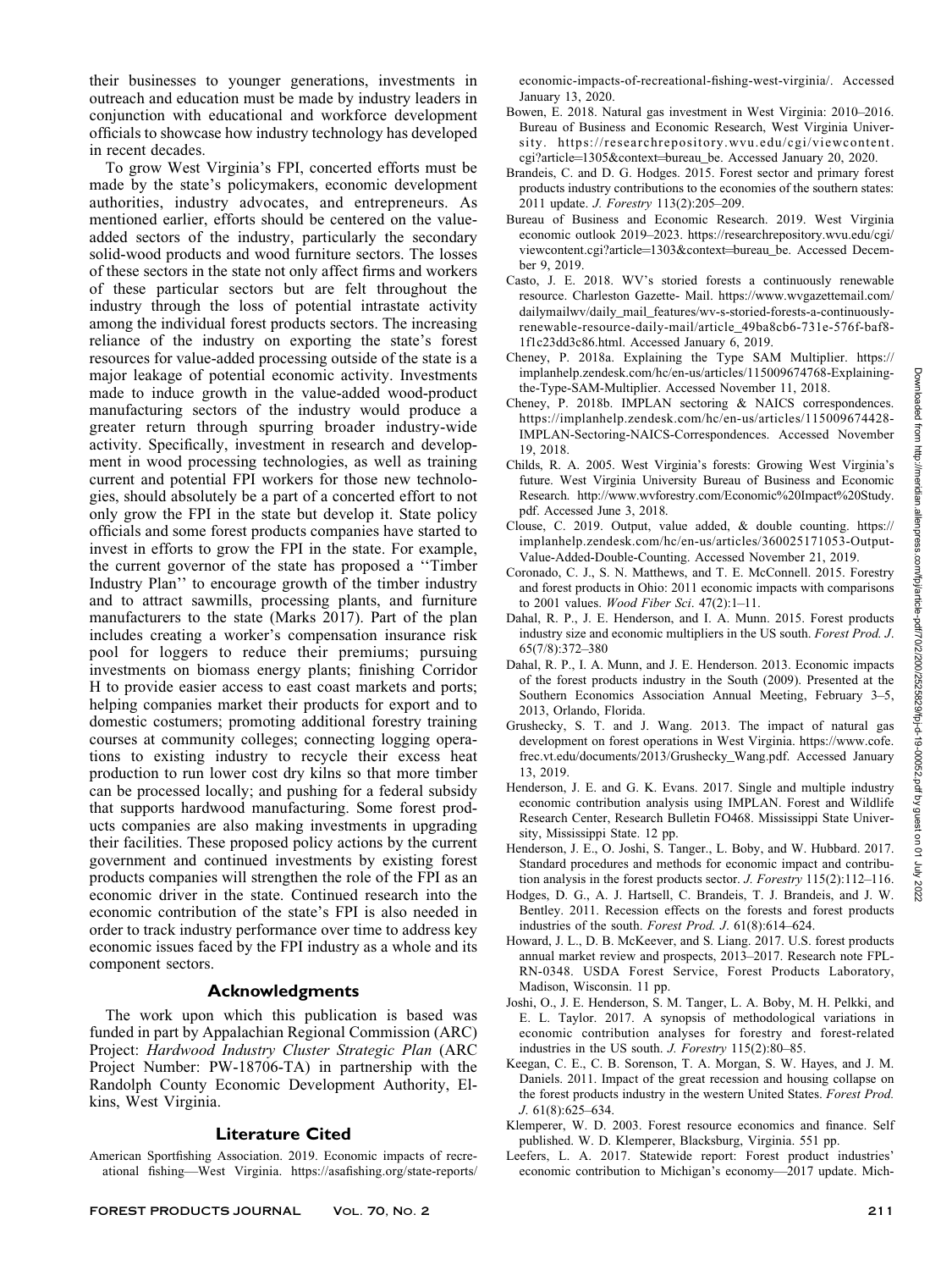their businesses to younger generations, investments in outreach and education must be made by industry leaders in conjunction with educational and workforce development officials to showcase how industry technology has developed in recent decades.

To grow West Virginia's FPI, concerted efforts must be made by the state's policymakers, economic development authorities, industry advocates, and entrepreneurs. As mentioned earlier, efforts should be centered on the value-added sectors of the industry, particularly the secondary solid-wood products and wood furniture sectors. The losses of these sectors in the state not only affect firms and workers of these particular sectors but are felt throughout the industry through the loss of potential intrastate activity among the individual forest products sectors. The increasing reliance of the industry on exporting the state's forest resources for value-added processing outside of the state is a major leakage of potential economic activity. Investments made to induce growth in the value-added wood-product manufacturing sectors of the industry would produce a greater return through spurring broader industry-wide activity. Specifically, investment in research and development in wood processing technologies, as well as training current and potential FPI workers for those new technologies, should absolutely be a part of a concerted effort to not only grow the FPI in the state but develop it. State policy officials and some forest products companies have started to invest in efforts to grow the FPI in the state. For example, the current governor of the state has proposed a ''Timber Industry Plan'' to encourage growth of the timber industry and to attract sawmills, processing plants, and furniture manufacturers to the state (Marks 2017). Part of the plan includes creating a worker's compensation insurance risk pool for loggers to reduce their premiums; pursuing investments on biomass energy plants; finishing Corridor H to provide easier access to east coast markets and ports; helping companies market their products for export and to domestic costumers; promoting additional forestry training courses at community colleges; connecting logging operations to existing industry to recycle their excess heat production to run lower cost dry kilns so that more timber can be processed locally; and pushing for a federal subsidy that supports hardwood manufacturing. Some forest products companies are also making investments in upgrading their facilities. These proposed policy actions by the current government and continued investments by existing forest products companies will strengthen the role of the FPI as an economic driver in the state. Continued research into the economic contribution of the state's FPI is also needed in order to track industry performance over time to address key economic issues faced by the FPI industry as a whole and its component sectors.

## Acknowledgments

The work upon which this publication is based was funded in part by Appalachian Regional Commission (ARC) Project: *Hardwood Industry Cluster Strategic Plan* (ARC Project Number: PW-18706-TA) in partnership with the Randolph County Economic Development Authority, Elkins, West Virginia.

## Literature Cited

American Sportfishing Association. 2019. Economic impacts of recreational fishing—West Virginia. https://asafishing.org/state-reports/economic-impacts-of-recreational-fishing-west-virginia/. Accessed January 13, 2020.

Bowen, E. 2018. Natural gas investment in West Virginia: 2010–2016. Bureau of Business and Economic Research, West Virginia University. https://researchrepository.wvu.edu/cgi/viewcontent.cgi?article=1305&context=bureau_be. Accessed January 20, 2020.

Brandeis, C. and D. G. Hodges. 2015. Forest sector and primary forest products industry contributions to the economies of the southern states: 2011 update. *J. Forestry* 113(2):205–209.

Bureau of Business and Economic Research. 2019. West Virginia economic outlook 2019–2023. https://researchrepository.wvu.edu/cgi/viewcontent.cgi?article=1303&context=bureau_be. Accessed December 9, 2019.

Casto, J. E. 2018. WV's storied forests a continuously renewable resource. Charleston Gazette- Mail. https://www.wvgazettemail.com/dailymailwv/daily_mail_features/wv-s-storied-forests-a-continuously-renewable-resource-daily-mail/article_49ba8cb6-731e-576f-baf8-1f1c23dd3c86.html. Accessed January 6, 2019.

Cheney, P. 2018a. Explaining the Type SAM Multiplier. https://implanhelp.zendesk.com/hc/en-us/articles/115009674768-Explaining-the-Type-SAM-Multiplier. Accessed November 11, 2018.

Cheney, P. 2018b. IMPLAN sectoring & NAICS correspondences. https://implanhelp.zendesk.com/hc/en-us/articles/115009674428-IMPLAN-Sectoring-NAICS-Correspondences. Accessed November 19, 2018.

Childs, R. A. 2005. West Virginia's forests: Growing West Virginia's future. West Virginia University Bureau of Business and Economic Research. http://www.wvforestry.com/Economic%20Impact%20Study.pdf. Accessed June 3, 2018.

Clouse, C. 2019. Output, value added, & double counting. https://implanhelp.zendesk.com/hc/en-us/articles/360025171053-Output-Value-Added-Double-Counting. Accessed November 21, 2019.

Coronado, C. J., S. N. Matthews, and T. E. McConnell. 2015. Forestry and forest products in Ohio: 2011 economic impacts with comparisons to 2001 values. *Wood Fiber Sci*. 47(2):1–11.

Dahal, R. P., J. E. Henderson, and I. A. Munn. 2015. Forest products industry size and economic multipliers in the US south. *Forest Prod. J*. 65(7/8):372–380

Dahal, R. P., I. A. Munn, and J. E. Henderson. 2013. Economic impacts of the forest products industry in the South (2009). Presented at the Southern Economics Association Annual Meeting, February 3–5, 2013, Orlando, Florida.

Grushecky, S. T. and J. Wang. 2013. The impact of natural gas development on forest operations in West Virginia. https://www.cofe.frec.vt.edu/documents/2013/Grushecky_Wang.pdf. Accessed January 13, 2019.

Henderson, J. E. and G. K. Evans. 2017. Single and multiple industry economic contribution analysis using IMPLAN. Forest and Wildlife Research Center, Research Bulletin FO468. Mississippi State University, Mississippi State. 12 pp.

Henderson, J. E., O. Joshi, S. Tanger., L. Boby, and W. Hubbard. 2017. Standard procedures and methods for economic impact and contribution analysis in the forest products sector. *J. Forestry* 115(2):112–116.

Hodges, D. G., A. J. Hartsell, C. Brandeis, T. J. Brandeis, and J. W. Bentley. 2011. Recession effects on the forests and forest products industries of the south. *Forest Prod. J*. 61(8):614–624.

Howard, J. L., D. B. McKeever, and S. Liang. 2017. U.S. forest products annual market review and prospects, 2013–2017. Research note FPL-RN-0348. USDA Forest Service, Forest Products Laboratory, Madison, Wisconsin. 11 pp.

Joshi, O., J. E. Henderson, S. M. Tanger, L. A. Boby, M. H. Pelkki, and E. L. Taylor. 2017. A synopsis of methodological variations in economic contribution analyses for forestry and forest-related industries in the US south. *J. Forestry* 115(2):80–85.

Keegan, C. E., C. B. Sorenson, T. A. Morgan, S. W. Hayes, and J. M. Daniels. 2011. Impact of the great recession and housing collapse on the forest products industry in the western United States. *Forest Prod. J*. 61(8):625–634.

Klemperer, W. D. 2003. Forest resource economics and finance. Self published. W. D. Klemperer, Blacksburg, Virginia. 551 pp.

Leefers, L. A. 2017. Statewide report: Forest product industries' economic contribution to Michigan's economy—2017 update. Mich-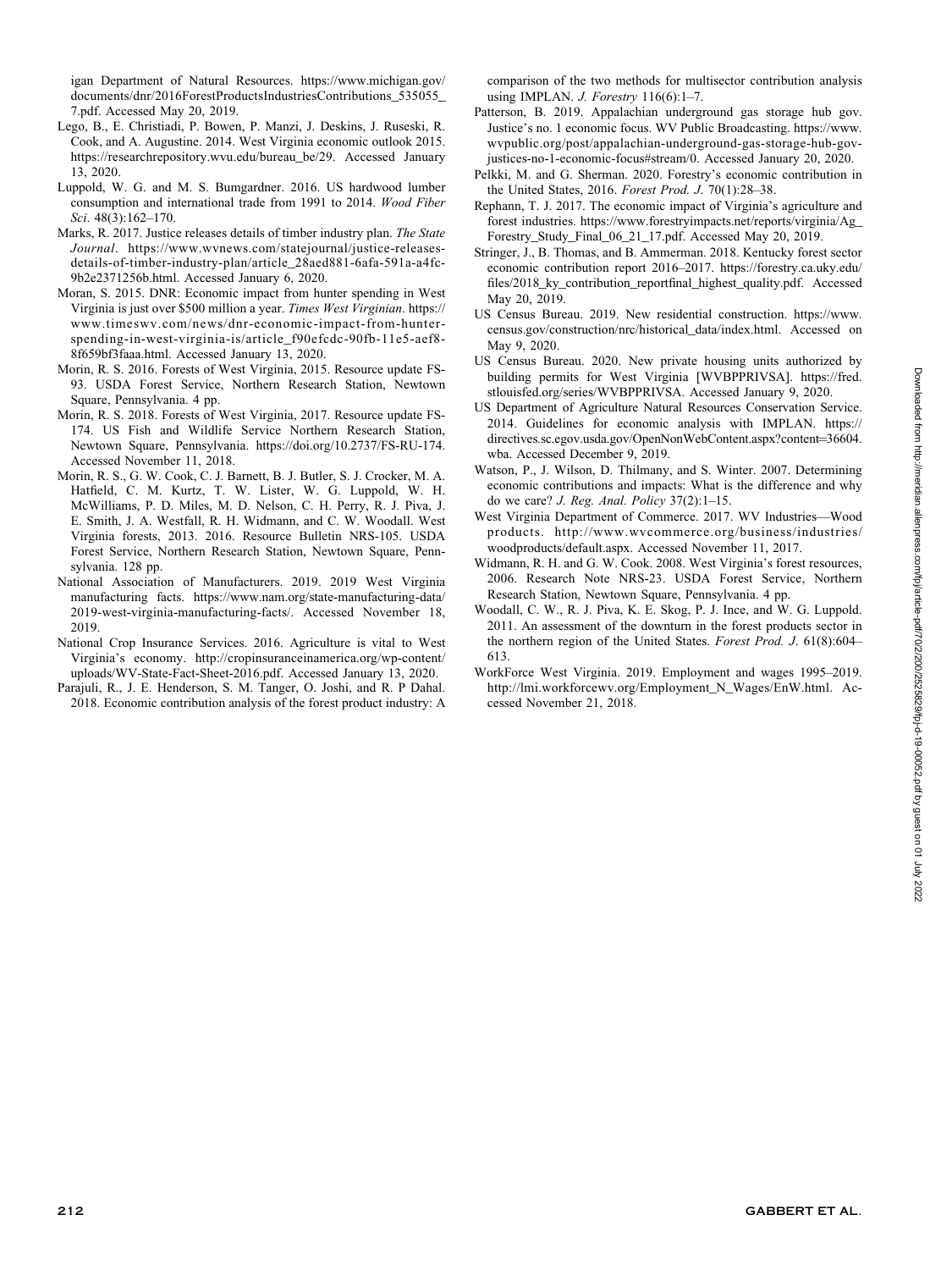igan Department of Natural Resources. https://www.michigan.gov/documents/dnr/2016ForestProductsIndustriesContributions_535055_7.pdf. Accessed May 20, 2019.

Lego, B., E. Christiadi, P. Bowen, P. Manzi, J. Deskins, J. Ruseski, R. Cook, and A. Augustine. 2014. West Virginia economic outlook 2015. https://researchrepository.wvu.edu/bureau_be/29. Accessed January 13, 2020.

Luppold, W. G. and M. S. Bumgardner. 2016. US hardwood lumber consumption and international trade from 1991 to 2014. *Wood Fiber Sci*. 48(3):162–170.

Marks, R. 2017. Justice releases details of timber industry plan. *The State Journal*. https://www.wvnews.com/statejournal/justice-releases-details-of-timber-industry-plan/article_28aed881-6afa-591a-a4fc-9b2e2371256b.html. Accessed January 6, 2020.

Moran, S. 2015. DNR: Economic impact from hunter spending in West Virginia is just over $500 million a year. *Times West Virginian*. https://www.timeswv.com/news/dnr-economic-impact-from-hunter-spending-in-west-virginia-is/article_f90efcdc-90fb-11e5-aef8-8f659bf3faaa.html. Accessed January 13, 2020.

Morin, R. S. 2016. Forests of West Virginia, 2015. Resource update FS-93. USDA Forest Service, Northern Research Station, Newtown Square, Pennsylvania. 4 pp.

Morin, R. S. 2018. Forests of West Virginia, 2017. Resource update FS-174. US Fish and Wildlife Service Northern Research Station, Newtown Square, Pennsylvania. https://doi.org/10.2737/FS-RU-174. Accessed November 11, 2018.

Morin, R. S., G. W. Cook, C. J. Barnett, B. J. Butler, S. J. Crocker, M. A. Hatfield, C. M. Kurtz, T. W. Lister, W. G. Luppold, W. H. McWilliams, P. D. Miles, M. D. Nelson, C. H. Perry, R. J. Piva, J. E. Smith, J. A. Westfall, R. H. Widmann, and C. W. Woodall. West Virginia forests, 2013. 2016. Resource Bulletin NRS-105. USDA Forest Service, Northern Research Station, Newtown Square, Pennsylvania. 128 pp.

National Association of Manufacturers. 2019. 2019 West Virginia manufacturing facts. https://www.nam.org/state-manufacturing-data/2019-west-virginia-manufacturing-facts/. Accessed November 18, 2019.

National Crop Insurance Services. 2016. Agriculture is vital to West Virginia's economy. http://cropinsuranceinamerica.org/wp-content/uploads/WV-State-Fact-Sheet-2016.pdf. Accessed January 13, 2020.

Parajuli, R., J. E. Henderson, S. M. Tanger, O. Joshi, and R. P Dahal. 2018. Economic contribution analysis of the forest product industry: A comparison of the two methods for multisector contribution analysis using IMPLAN. *J. Forestry* 116(6):1–7.

Patterson, B. 2019. Appalachian underground gas storage hub gov. Justice's no. 1 economic focus. WV Public Broadcasting. https://www.wvpublic.org/post/appalachian-underground-gas-storage-hub-gov-justices-no-1-economic-focus#stream/0. Accessed January 20, 2020.

Pelkki, M. and G. Sherman. 2020. Forestry's economic contribution in the United States, 2016. *Forest Prod. J*. 70(1):28–38.

Rephann, T. J. 2017. The economic impact of Virginia's agriculture and forest industries. https://www.forestryimpacts.net/reports/virginia/Ag_Forestry_Study_Final_06_21_17.pdf. Accessed May 20, 2019.

Stringer, J., B. Thomas, and B. Ammerman. 2018. Kentucky forest sector economic contribution report 2016–2017. https://forestry.ca.uky.edu/files/2018_ky_contribution_reportfinal_highest_quality.pdf. Accessed May 20, 2019.

US Census Bureau. 2019. New residential construction. https://www.census.gov/construction/nrc/historical_data/index.html. Accessed on May 9, 2020.

US Census Bureau. 2020. New private housing units authorized by building permits for West Virginia [WVBPPRIVSA]. https://fred.stlouisfed.org/series/WVBPPRIVSA. Accessed January 9, 2020.

US Department of Agriculture Natural Resources Conservation Service. 2014. Guidelines for economic analysis with IMPLAN. https://directives.sc.egov.usda.gov/OpenNonWebContent.aspx?content=36604.wba. Accessed December 9, 2019.

Watson, P., J. Wilson, D. Thilmany, and S. Winter. 2007. Determining economic contributions and impacts: What is the difference and why do we care? *J. Reg. Anal. Policy* 37(2):1–15.

West Virginia Department of Commerce. 2017. WV Industries—Wood products. http://www.wvcommerce.org/business/industries/woodproducts/default.aspx. Accessed November 11, 2017.

Widmann, R. H. and G. W. Cook. 2008. West Virginia's forest resources, 2006. Research Note NRS-23. USDA Forest Service, Northern Research Station, Newtown Square, Pennsylvania. 4 pp.

Woodall, C. W., R. J. Piva, K. E. Skog, P. J. Ince, and W. G. Luppold. 2011. An assessment of the downturn in the forest products sector in the northern region of the United States. *Forest Prod. J*. 61(8):604–613.

WorkForce West Virginia. 2019. Employment and wages 1995–2019. http://lmi.workforcewv.org/Employment_N_Wages/EnW.html. Accessed November 21, 2018.